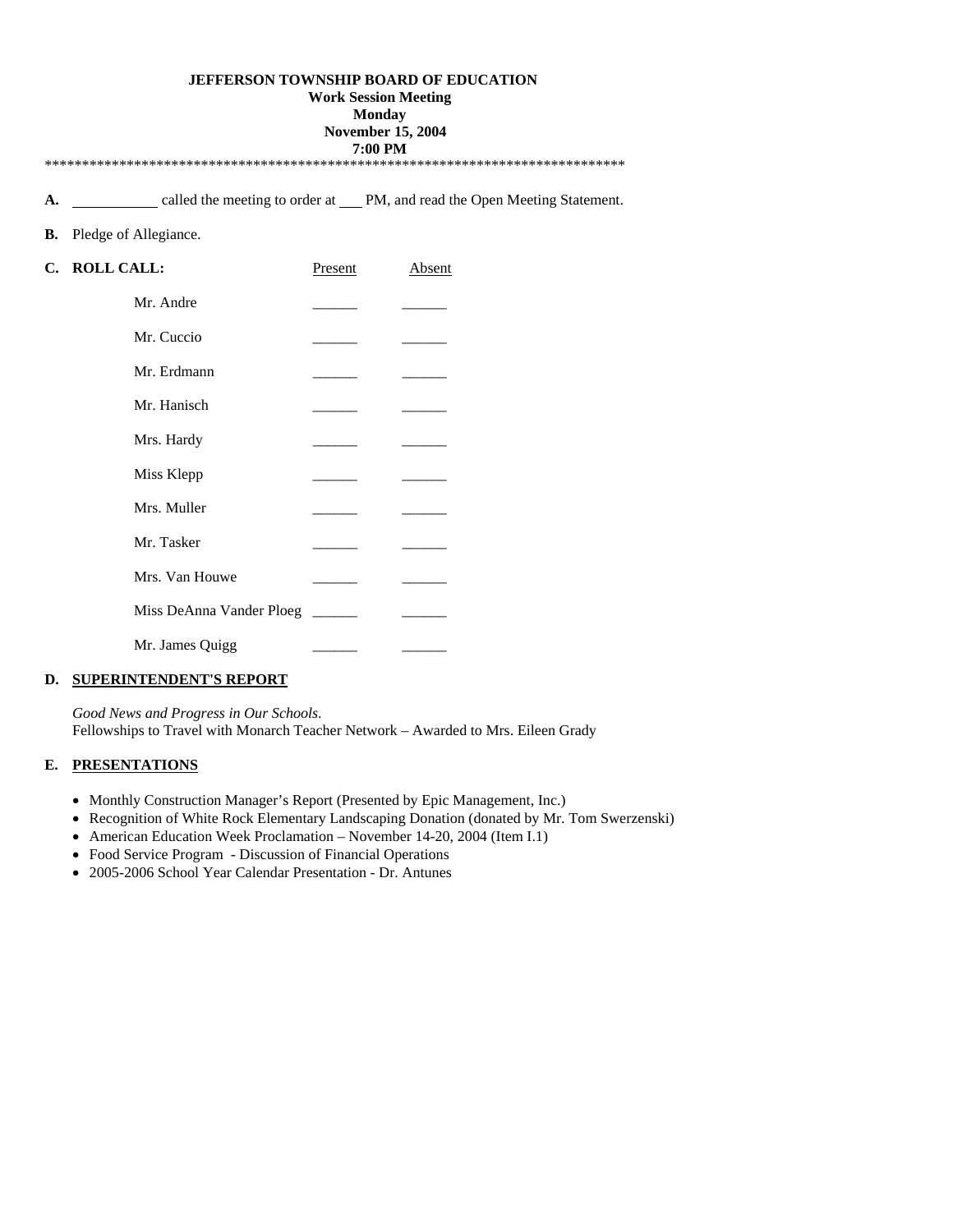**JEFFERSON TOWNSHIP BOARD OF EDUCATION**
**Work Session Meeting**
**Monday**
**November 15, 2004**
**7:00 PM**

*******************************************************************************

**A.** ___________ called the meeting to order at ___ PM, and read the Open Meeting Statement.

**B.** Pledge of Allegiance.

**C. ROLL CALL:**

| | Present | Absent |
|---|---|---|
| Mr. Andre | ______ | ______ |
| Mr. Cuccio | ______ | ______ |
| Mr. Erdmann | ______ | ______ |
| Mr. Hanisch | ______ | ______ |
| Mrs. Hardy | ______ | ______ |
| Miss Klepp | ______ | ______ |
| Mrs. Muller | ______ | ______ |
| Mr. Tasker | ______ | ______ |
| Mrs. Van Houwe | ______ | ______ |
| Miss DeAnna Vander Ploeg | ______ | ______ |
| Mr. James Quigg | ______ | ______ |

**D. SUPERINTENDENT'S REPORT**

*Good News and Progress in Our Schools*.
Fellowships to Travel with Monarch Teacher Network – Awarded to Mrs. Eileen Grady

**E. PRESENTATIONS**

- Monthly Construction Manager's Report (Presented by Epic Management, Inc.)
- Recognition of White Rock Elementary Landscaping Donation (donated by Mr. Tom Swerzenski)
- American Education Week Proclamation – November 14-20, 2004 (Item I.1)
- Food Service Program - Discussion of Financial Operations
- 2005-2006 School Year Calendar Presentation - Dr. Antunes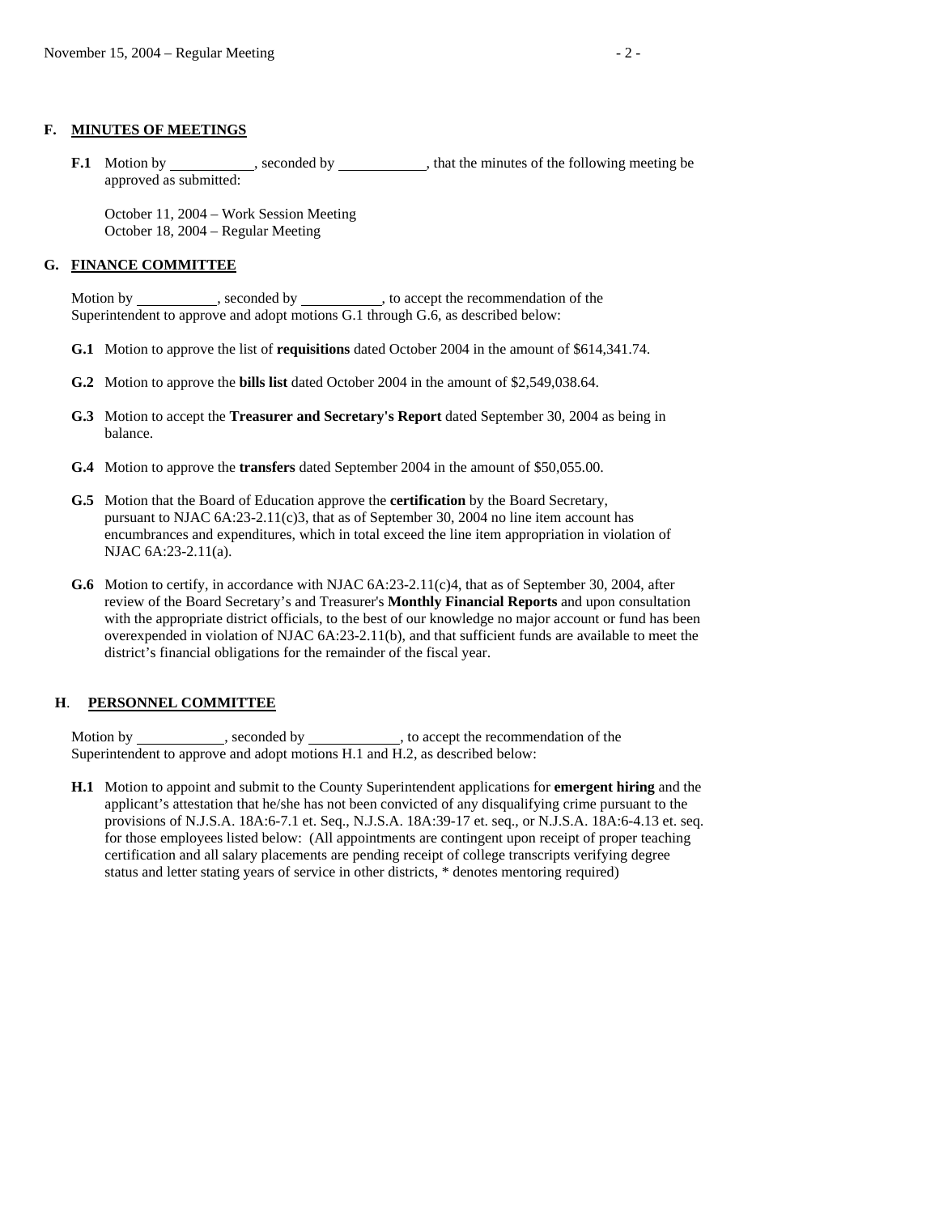## F. MINUTES OF MEETINGS

**F.1** Motion by \_\_\_\_\_\_\_\_\_\_\_, seconded by \_\_\_\_\_\_\_\_\_\_\_, that the minutes of the following meeting be approved as submitted:

October 11, 2004 – Work Session Meeting
October 18, 2004 – Regular Meeting

## G. FINANCE COMMITTEE

Motion by \_\_\_\_\_\_\_\_\_\_\_, seconded by \_\_\_\_\_\_\_\_\_\_\_, to accept the recommendation of the Superintendent to approve and adopt motions G.1 through G.6, as described below:

**G.1** Motion to approve the list of **requisitions** dated October 2004 in the amount of $614,341.74.

**G.2** Motion to approve the **bills list** dated October 2004 in the amount of $2,549,038.64.

**G.3** Motion to accept the **Treasurer and Secretary's Report** dated September 30, 2004 as being in balance.

**G.4** Motion to approve the **transfers** dated September 2004 in the amount of $50,055.00.

**G.5** Motion that the Board of Education approve the **certification** by the Board Secretary, pursuant to NJAC 6A:23-2.11(c)3, that as of September 30, 2004 no line item account has encumbrances and expenditures, which in total exceed the line item appropriation in violation of NJAC 6A:23-2.11(a).

**G.6** Motion to certify, in accordance with NJAC 6A:23-2.11(c)4, that as of September 30, 2004, after review of the Board Secretary's and Treasurer's **Monthly Financial Reports** and upon consultation with the appropriate district officials, to the best of our knowledge no major account or fund has been overexpended in violation of NJAC 6A:23-2.11(b), and that sufficient funds are available to meet the district's financial obligations for the remainder of the fiscal year.

## H. PERSONNEL COMMITTEE

Motion by \_\_\_\_\_\_\_\_\_\_\_, seconded by \_\_\_\_\_\_\_\_\_\_\_, to accept the recommendation of the Superintendent to approve and adopt motions H.1 and H.2, as described below:

**H.1** Motion to appoint and submit to the County Superintendent applications for **emergent hiring** and the applicant's attestation that he/she has not been convicted of any disqualifying crime pursuant to the provisions of N.J.S.A. 18A:6-7.1 et. Seq., N.J.S.A. 18A:39-17 et. seq., or N.J.S.A. 18A:6-4.13 et. seq. for those employees listed below: (All appointments are contingent upon receipt of proper teaching certification and all salary placements are pending receipt of college transcripts verifying degree status and letter stating years of service in other districts, * denotes mentoring required)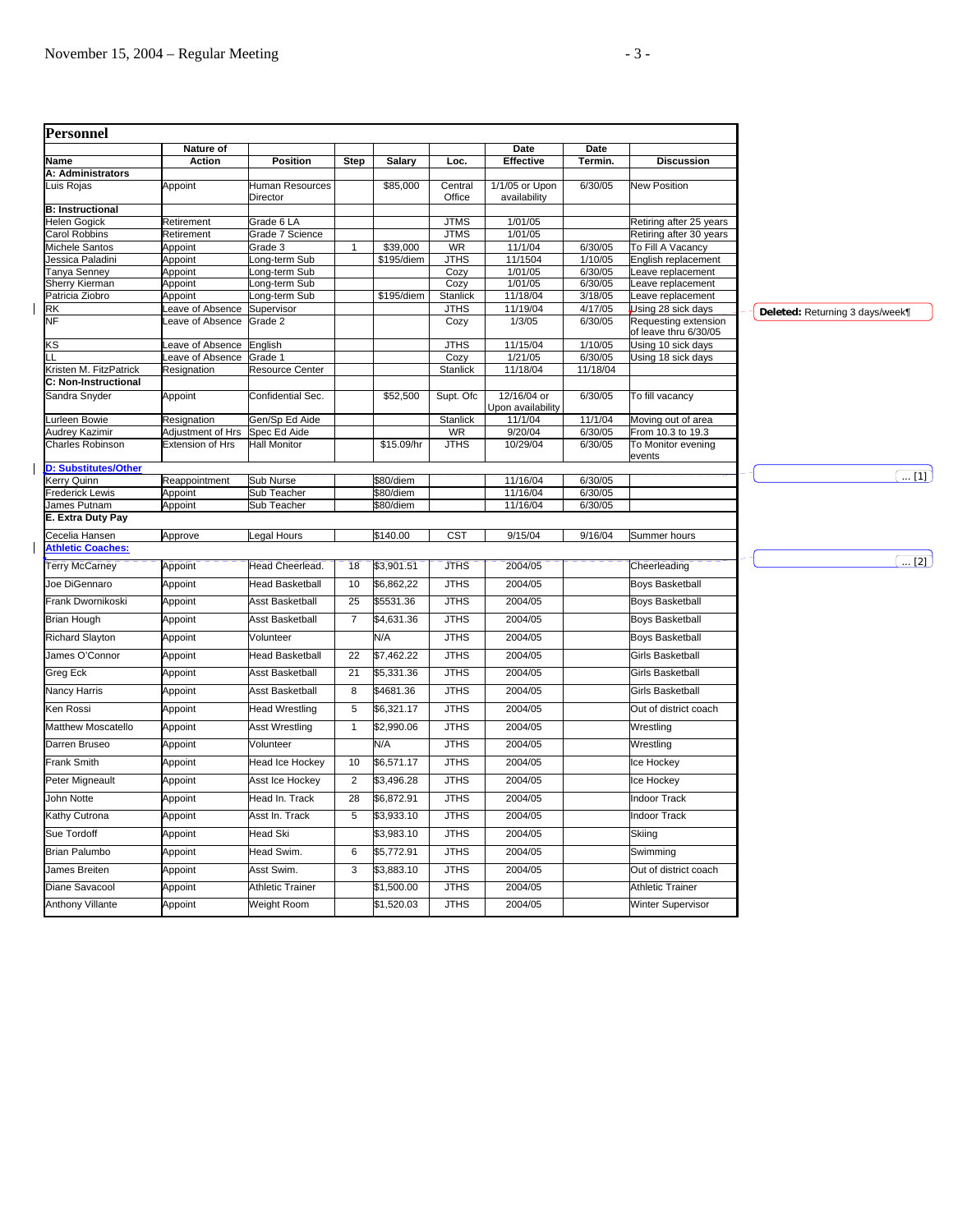## Personnel

| Name | Nature of Action | Position | Step | Salary | Loc. | Date Effective | Date Termin. | Discussion |
|---|---|---|---|---|---|---|---|---|
| **A: Administrators** | | | | | | | | |
| Luis Rojas | Appoint | Human Resources Director | | $85,000 | Central Office | 1/1/05 or Upon availability | 6/30/05 | New Position |
| **B: Instructional** | | | | | | | | |
| Helen Gogick | Retirement | Grade 6 LA | | | JTMS | 1/01/05 | | Retiring after 25 years |
| Carol Robbins | Retirement | Grade 7 Science | | | JTMS | 1/01/05 | | Retiring after 30 years |
| Michele Santos | Appoint | Grade 3 | 1 | $39,000 | WR | 11/1/04 | 6/30/05 | To Fill A Vacancy |
| Jessica Paladini | Appoint | Long-term Sub | | $195/diem | JTHS | 11/1504 | 1/10/05 | English replacement |
| Tanya Senney | Appoint | Long-term Sub | | | Cozy | 1/01/05 | 6/30/05 | Leave replacement |
| Sherry Kierman | Appoint | Long-term Sub | | | Cozy | 1/01/05 | 6/30/05 | Leave replacement |
| Patricia Ziobro | Appoint | Long-term Sub | | $195/diem | Stanlick | 11/18/04 | 3/18/05 | Leave replacement |
| RK | Leave of Absence | Supervisor | | | JTHS | 11/19/04 | 4/17/05 | Using 28 sick days |
| NF | Leave of Absence | Grade 2 | | | Cozy | 1/3/05 | 6/30/05 | Requesting extension of leave thru 6/30/05 |
| KS | Leave of Absence | English | | | JTHS | 11/15/04 | 1/10/05 | Using 10 sick days |
| LL | Leave of Absence | Grade 1 | | | Cozy | 1/21/05 | 6/30/05 | Using 18 sick days |
| Kristen M. FitzPatrick | Resignation | Resource Center | | | Stanlick | 11/18/04 | 11/18/04 | |
| **C: Non-Instructional** | | | | | | | | |
| Sandra Snyder | Appoint | Confidential Sec. | | $52,500 | Supt. Ofc | 12/16/04 or Upon availability | 6/30/05 | To fill vacancy |
| Lurleen Bowie | Resignation | Gen/Sp Ed Aide | | | Stanlick | 11/1/04 | 11/1/04 | Moving out of area |
| Audrey Kazimir | Adjustment of Hrs | Spec Ed Aide | | | WR | 9/20/04 | 6/30/05 | From 10.3 to 19.3 |
| Charles Robinson | Extension of Hrs | Hall Monitor | | $15.09/hr | JTHS | 10/29/04 | 6/30/05 | To Monitor evening events |
| **D: Substitutes/Other** | | | | | | | | |
| Kerry Quinn | Reappointment | Sub Nurse | | $80/diem | | 11/16/04 | 6/30/05 | |
| Frederick Lewis | Appoint | Sub Teacher | | $80/diem | | 11/16/04 | 6/30/05 | |
| James Putnam | Appoint | Sub Teacher | | $80/diem | | 11/16/04 | 6/30/05 | |
| **E. Extra Duty Pay** | | | | | | | | |
| Cecelia Hansen | Approve | Legal Hours | | $140.00 | CST | 9/15/04 | 9/16/04 | Summer hours |
| **Athletic Coaches:** | | | | | | | | |
| Terry McCarney | Appoint | Head Cheerlead. | 18 | $3,901.51 | JTHS | 2004/05 | | Cheerleading |
| Joe DiGennaro | Appoint | Head Basketball | 10 | $6,862,22 | JTHS | 2004/05 | | Boys Basketball |
| Frank Dwornikoski | Appoint | Asst Basketball | 25 | $5531.36 | JTHS | 2004/05 | | Boys Basketball |
| Brian Hough | Appoint | Asst Basketball | 7 | $4,631.36 | JTHS | 2004/05 | | Boys Basketball |
| Richard Slayton | Appoint | Volunteer | | N/A | JTHS | 2004/05 | | Boys Basketball |
| James O'Connor | Appoint | Head Basketball | 22 | $7,462.22 | JTHS | 2004/05 | | Girls Basketball |
| Greg Eck | Appoint | Asst Basketball | 21 | $5,331.36 | JTHS | 2004/05 | | Girls Basketball |
| Nancy Harris | Appoint | Asst Basketball | 8 | $4681.36 | JTHS | 2004/05 | | Girls Basketball |
| Ken Rossi | Appoint | Head Wrestling | 5 | $6,321.17 | JTHS | 2004/05 | | Out of district coach |
| Matthew Moscatello | Appoint | Asst Wrestling | 1 | $2,990.06 | JTHS | 2004/05 | | Wrestling |
| Darren Bruseo | Appoint | Volunteer | | N/A | JTHS | 2004/05 | | Wrestling |
| Frank Smith | Appoint | Head Ice Hockey | 10 | $6,571.17 | JTHS | 2004/05 | | Ice Hockey |
| Peter Migneault | Appoint | Asst Ice Hockey | 2 | $3,496.28 | JTHS | 2004/05 | | Ice Hockey |
| John Notte | Appoint | Head In. Track | 28 | $6,872.91 | JTHS | 2004/05 | | Indoor Track |
| Kathy Cutrona | Appoint | Asst In. Track | 5 | $3,933.10 | JTHS | 2004/05 | | Indoor Track |
| Sue Tordoff | Appoint | Head Ski | | $3,983.10 | JTHS | 2004/05 | | Skiing |
| Brian Palumbo | Appoint | Head Swim. | 6 | $5,772.91 | JTHS | 2004/05 | | Swimming |
| James Breiten | Appoint | Asst Swim. | 3 | $3,883.10 | JTHS | 2004/05 | | Out of district coach |
| Diane Savacool | Appoint | Athletic Trainer | | $1,500.00 | JTHS | 2004/05 | | Athletic Trainer |
| Anthony Villante | Appoint | Weight Room | | $1,520.03 | JTHS | 2004/05 | | Winter Supervisor |

**Deleted:** Returning 3 days/week¶

... [1]

... [2]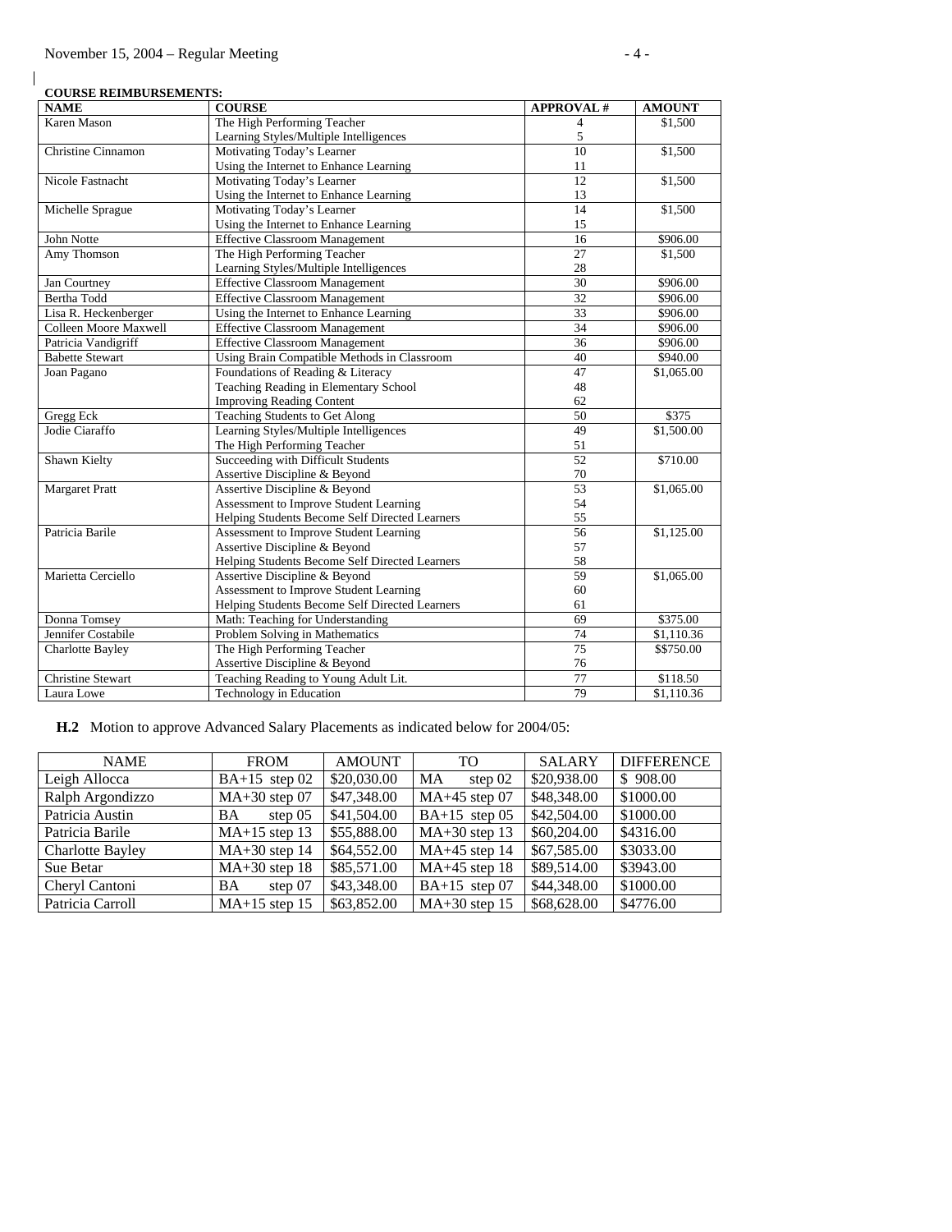**COURSE REIMBURSEMENTS:**

| NAME | COURSE | APPROVAL # | AMOUNT |
|---|---|---|---|
| Karen Mason | The High Performing Teacher<br>Learning Styles/Multiple Intelligences | 4<br>5 | $1,500 |
| Christine Cinnamon | Motivating Today's Learner<br>Using the Internet to Enhance Learning | 10<br>11 | $1,500 |
| Nicole Fastnacht | Motivating Today's Learner<br>Using the Internet to Enhance Learning | 12<br>13 | $1,500 |
| Michelle Sprague | Motivating Today's Learner<br>Using the Internet to Enhance Learning | 14<br>15 | $1,500 |
| John Notte | Effective Classroom Management | 16 | $906.00 |
| Amy Thomson | The High Performing Teacher<br>Learning Styles/Multiple Intelligences | 27<br>28 | $1,500 |
| Jan Courtney | Effective Classroom Management | 30 | $906.00 |
| Bertha Todd | Effective Classroom Management | 32 | $906.00 |
| Lisa R. Heckenberger | Using the Internet to Enhance Learning | 33 | $906.00 |
| Colleen Moore Maxwell | Effective Classroom Management | 34 | $906.00 |
| Patricia Vandigriff | Effective Classroom Management | 36 | $906.00 |
| Babette Stewart | Using Brain Compatible Methods in Classroom | 40 | $940.00 |
| Joan Pagano | Foundations of Reading & Literacy<br>Teaching Reading in Elementary School<br>Improving Reading Content | 47<br>48<br>62 | $1,065.00 |
| Gregg Eck | Teaching Students to Get Along | 50 | $375 |
| Jodie Ciaraffo | Learning Styles/Multiple Intelligences<br>The High Performing Teacher | 49<br>51 | $1,500.00 |
| Shawn Kielty | Succeeding with Difficult Students<br>Assertive Discipline & Beyond | 52<br>70 | $710.00 |
| Margaret Pratt | Assertive Discipline & Beyond<br>Assessment to Improve Student Learning<br>Helping Students Become Self Directed Learners | 53<br>54<br>55 | $1,065.00 |
| Patricia Barile | Assessment to Improve Student Learning<br>Assertive Discipline & Beyond<br>Helping Students Become Self Directed Learners | 56<br>57<br>58 | $1,125.00 |
| Marietta Cerciello | Assertive Discipline & Beyond<br>Assessment to Improve Student Learning<br>Helping Students Become Self Directed Learners | 59<br>60<br>61 | $1,065.00 |
| Donna Tomsey | Math: Teaching for Understanding | 69 | $375.00 |
| Jennifer Costabile | Problem Solving in Mathematics | 74 | $1,110.36 |
| Charlotte Bayley | The High Performing Teacher<br>Assertive Discipline & Beyond | 75<br>76 | $$750.00 |
| Christine Stewart | Teaching Reading to Young Adult Lit. | 77 | $118.50 |
| Laura Lowe | Technology in Education | 79 | $1,110.36 |

**H.2** Motion to approve Advanced Salary Placements as indicated below for 2004/05:

| NAME | FROM | AMOUNT | TO | SALARY | DIFFERENCE |
|---|---|---|---|---|---|
| Leigh Allocca | BA+15 step 02 | $20,030.00 | MA step 02 | $20,938.00 | $ 908.00 |
| Ralph Argondizzo | MA+30 step 07 | $47,348.00 | MA+45 step 07 | $48,348.00 | $1000.00 |
| Patricia Austin | BA step 05 | $41,504.00 | BA+15 step 05 | $42,504.00 | $1000.00 |
| Patricia Barile | MA+15 step 13 | $55,888.00 | MA+30 step 13 | $60,204.00 | $4316.00 |
| Charlotte Bayley | MA+30 step 14 | $64,552.00 | MA+45 step 14 | $67,585.00 | $3033.00 |
| Sue Betar | MA+30 step 18 | $85,571.00 | MA+45 step 18 | $89,514.00 | $3943.00 |
| Cheryl Cantoni | BA step 07 | $43,348.00 | BA+15 step 07 | $44,348.00 | $1000.00 |
| Patricia Carroll | MA+15 step 15 | $63,852.00 | MA+30 step 15 | $68,628.00 | $4776.00 |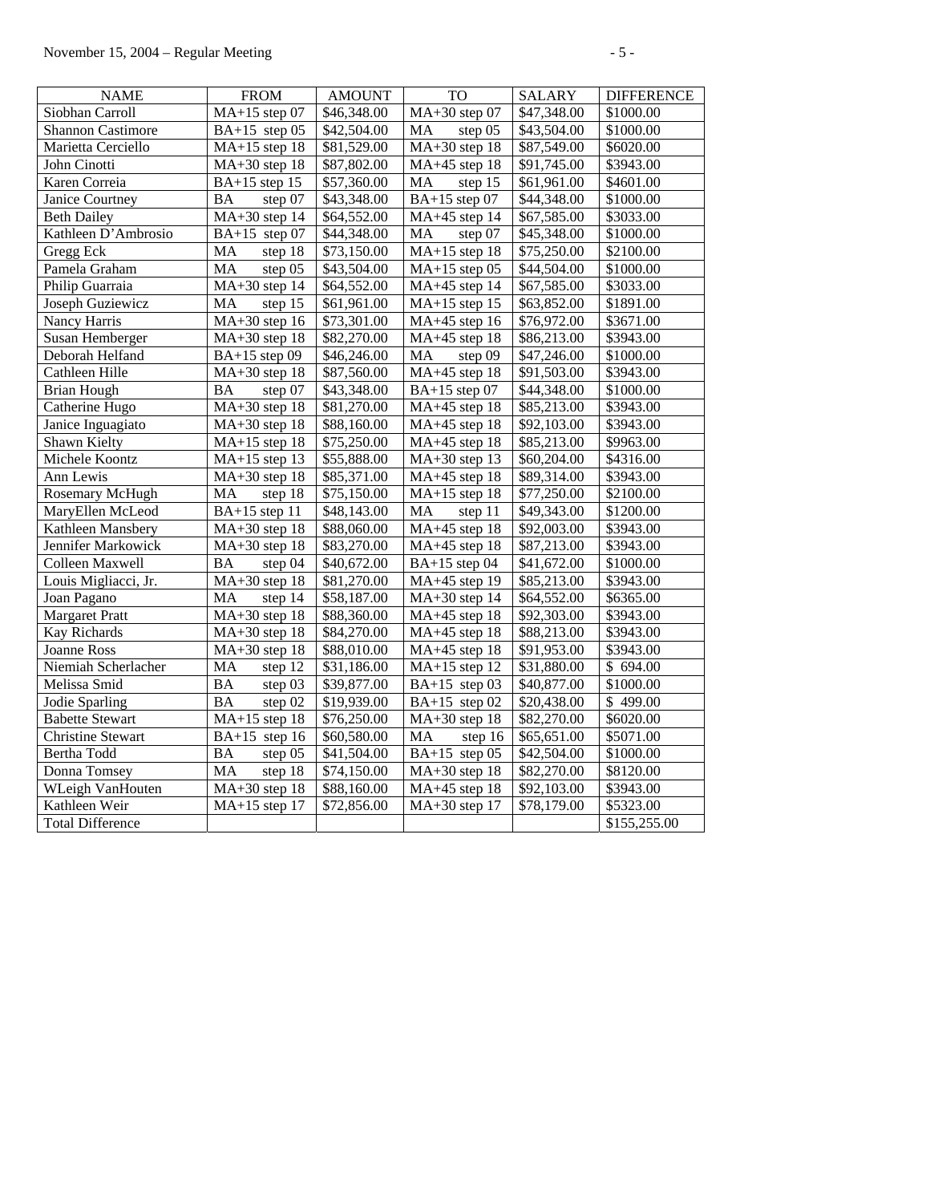| NAME | FROM | AMOUNT | TO | SALARY | DIFFERENCE |
|---|---|---|---|---|---|
| Siobhan Carroll | MA+15 step 07 | $46,348.00 | MA+30 step 07 | $47,348.00 | $1000.00 |
| Shannon Castimore | BA+15 step 05 | $42,504.00 | MA step 05 | $43,504.00 | $1000.00 |
| Marietta Cerciello | MA+15 step 18 | $81,529.00 | MA+30 step 18 | $87,549.00 | $6020.00 |
| John Cinotti | MA+30 step 18 | $87,802.00 | MA+45 step 18 | $91,745.00 | $3943.00 |
| Karen Correia | BA+15 step 15 | $57,360.00 | MA step 15 | $61,961.00 | $4601.00 |
| Janice Courtney | BA step 07 | $43,348.00 | BA+15 step 07 | $44,348.00 | $1000.00 |
| Beth Dailey | MA+30 step 14 | $64,552.00 | MA+45 step 14 | $67,585.00 | $3033.00 |
| Kathleen D'Ambrosio | BA+15 step 07 | $44,348.00 | MA step 07 | $45,348.00 | $1000.00 |
| Gregg Eck | MA step 18 | $73,150.00 | MA+15 step 18 | $75,250.00 | $2100.00 |
| Pamela Graham | MA step 05 | $43,504.00 | MA+15 step 05 | $44,504.00 | $1000.00 |
| Philip Guarraia | MA+30 step 14 | $64,552.00 | MA+45 step 14 | $67,585.00 | $3033.00 |
| Joseph Guziewicz | MA step 15 | $61,961.00 | MA+15 step 15 | $63,852.00 | $1891.00 |
| Nancy Harris | MA+30 step 16 | $73,301.00 | MA+45 step 16 | $76,972.00 | $3671.00 |
| Susan Hemberger | MA+30 step 18 | $82,270.00 | MA+45 step 18 | $86,213.00 | $3943.00 |
| Deborah Helfand | BA+15 step 09 | $46,246.00 | MA step 09 | $47,246.00 | $1000.00 |
| Cathleen Hille | MA+30 step 18 | $87,560.00 | MA+45 step 18 | $91,503.00 | $3943.00 |
| Brian Hough | BA step 07 | $43,348.00 | BA+15 step 07 | $44,348.00 | $1000.00 |
| Catherine Hugo | MA+30 step 18 | $81,270.00 | MA+45 step 18 | $85,213.00 | $3943.00 |
| Janice Inguagiato | MA+30 step 18 | $88,160.00 | MA+45 step 18 | $92,103.00 | $3943.00 |
| Shawn Kielty | MA+15 step 18 | $75,250.00 | MA+45 step 18 | $85,213.00 | $9963.00 |
| Michele Koontz | MA+15 step 13 | $55,888.00 | MA+30 step 13 | $60,204.00 | $4316.00 |
| Ann Lewis | MA+30 step 18 | $85,371.00 | MA+45 step 18 | $89,314.00 | $3943.00 |
| Rosemary McHugh | MA step 18 | $75,150.00 | MA+15 step 18 | $77,250.00 | $2100.00 |
| MaryEllen McLeod | BA+15 step 11 | $48,143.00 | MA step 11 | $49,343.00 | $1200.00 |
| Kathleen Mansbery | MA+30 step 18 | $88,060.00 | MA+45 step 18 | $92,003.00 | $3943.00 |
| Jennifer Markowick | MA+30 step 18 | $83,270.00 | MA+45 step 18 | $87,213.00 | $3943.00 |
| Colleen Maxwell | BA step 04 | $40,672.00 | BA+15 step 04 | $41,672.00 | $1000.00 |
| Louis Migliacci, Jr. | MA+30 step 18 | $81,270.00 | MA+45 step 19 | $85,213.00 | $3943.00 |
| Joan Pagano | MA step 14 | $58,187.00 | MA+30 step 14 | $64,552.00 | $6365.00 |
| Margaret Pratt | MA+30 step 18 | $88,360.00 | MA+45 step 18 | $92,303.00 | $3943.00 |
| Kay Richards | MA+30 step 18 | $84,270.00 | MA+45 step 18 | $88,213.00 | $3943.00 |
| Joanne Ross | MA+30 step 18 | $88,010.00 | MA+45 step 18 | $91,953.00 | $3943.00 |
| Niemiah Scherlacher | MA step 12 | $31,186.00 | MA+15 step 12 | $31,880.00 | $ 694.00 |
| Melissa Smid | BA step 03 | $39,877.00 | BA+15 step 03 | $40,877.00 | $1000.00 |
| Jodie Sparling | BA step 02 | $19,939.00 | BA+15 step 02 | $20,438.00 | $ 499.00 |
| Babette Stewart | MA+15 step 18 | $76,250.00 | MA+30 step 18 | $82,270.00 | $6020.00 |
| Christine Stewart | BA+15 step 16 | $60,580.00 | MA step 16 | $65,651.00 | $5071.00 |
| Bertha Todd | BA step 05 | $41,504.00 | BA+15 step 05 | $42,504.00 | $1000.00 |
| Donna Tomsey | MA step 18 | $74,150.00 | MA+30 step 18 | $82,270.00 | $8120.00 |
| WLeigh VanHouten | MA+30 step 18 | $88,160.00 | MA+45 step 18 | $92,103.00 | $3943.00 |
| Kathleen Weir | MA+15 step 17 | $72,856.00 | MA+30 step 17 | $78,179.00 | $5323.00 |
| Total Difference | | | | | $155,255.00 |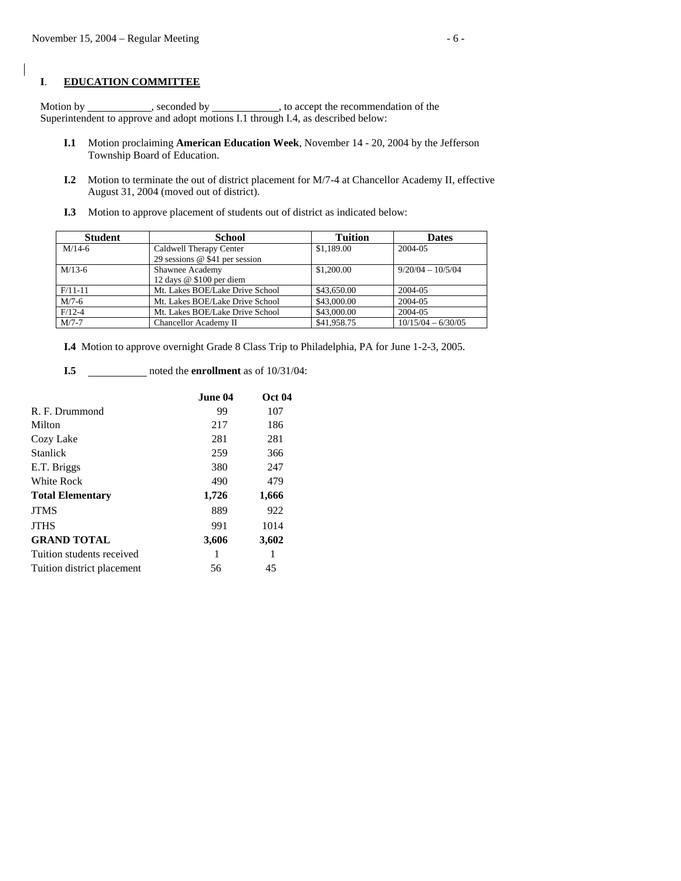## I. EDUCATION COMMITTEE

Motion by \_\_\_\_\_\_\_\_\_\_\_\_, seconded by \_\_\_\_\_\_\_\_\_\_\_\_, to accept the recommendation of the Superintendent to approve and adopt motions I.1 through I.4, as described below:

**I.1** Motion proclaiming **American Education Week**, November 14 - 20, 2004 by the Jefferson Township Board of Education.

**I.2** Motion to terminate the out of district placement for M/7-4 at Chancellor Academy II, effective August 31, 2004 (moved out of district).

**I.3** Motion to approve placement of students out of district as indicated below:

| Student | School | Tuition | Dates |
|---|---|---|---|
| M/14-6 | Caldwell Therapy Center<br>29 sessions @ $41 per session | $1,189.00 | 2004-05 |
| M/13-6 | Shawnee Academy<br>12 days @ $100 per diem | $1,200.00 | 9/20/04 – 10/5/04 |
| F/11-11 | Mt. Lakes BOE/Lake Drive School | $43,650.00 | 2004-05 |
| M/7-6 | Mt. Lakes BOE/Lake Drive School | $43,000.00 | 2004-05 |
| F/12-4 | Mt. Lakes BOE/Lake Drive School | $43,000.00 | 2004-05 |
| M/7-7 | Chancellor Academy II | $41,958.75 | 10/15/04 – 6/30/05 |

**I.4** Motion to approve overnight Grade 8 Class Trip to Philadelphia, PA for June 1-2-3, 2005.

**I.5** \_\_\_\_\_\_\_\_\_\_\_\_ noted the **enrollment** as of 10/31/04:

| | June 04 | Oct 04 |
|---|---|---|
| R. F. Drummond | 99 | 107 |
| Milton | 217 | 186 |
| Cozy Lake | 281 | 281 |
| Stanlick | 259 | 366 |
| E.T. Briggs | 380 | 247 |
| White Rock | 490 | 479 |
| **Total Elementary** | **1,726** | **1,666** |
| JTMS | 889 | 922 |
| JTHS | 991 | 1014 |
| **GRAND TOTAL** | **3,606** | **3,602** |
| Tuition students received | 1 | 1 |
| Tuition district placement | 56 | 45 |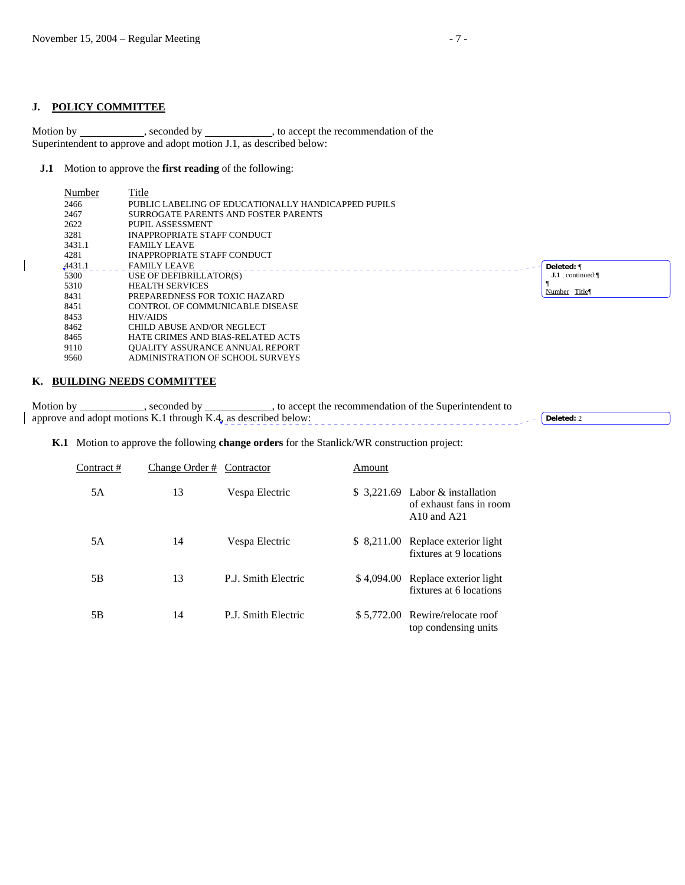## J. POLICY COMMITTEE

Motion by ____________, seconded by ____________, to accept the recommendation of the Superintendent to approve and adopt motion J.1, as described below:

**J.1** Motion to approve the **first reading** of the following:

| Number | Title |
|---|---|
| 2466 | PUBLIC LABELING OF EDUCATIONALLY HANDICAPPED PUPILS |
| 2467 | SURROGATE PARENTS AND FOSTER PARENTS |
| 2622 | PUPIL ASSESSMENT |
| 3281 | INAPPROPRIATE STAFF CONDUCT |
| 3431.1 | FAMILY LEAVE |
| 4281 | INAPPROPRIATE STAFF CONDUCT |
| 4431.1 | FAMILY LEAVE |
| 5300 | USE OF DEFIBRILLATOR(S) |
| 5310 | HEALTH SERVICES |
| 8431 | PREPAREDNESS FOR TOXIC HAZARD |
| 8451 | CONTROL OF COMMUNICABLE DISEASE |
| 8453 | HIV/AIDS |
| 8462 | CHILD ABUSE AND/OR NEGLECT |
| 8465 | HATE CRIMES AND BIAS-RELATED ACTS |
| 9110 | QUALITY ASSURANCE ANNUAL REPORT |
| 9560 | ADMINISTRATION OF SCHOOL SURVEYS |

## K. BUILDING NEEDS COMMITTEE

Motion by ____________, seconded by ____________, to accept the recommendation of the Superintendent to approve and adopt motions K.1 through K.4, as described below:

**K.1** Motion to approve the following **change orders** for the Stanlick/WR construction project:

| Contract # | Change Order # | Contractor | Amount | |
|---|---|---|---|---|
| 5A | 13 | Vespa Electric | $ 3,221.69 | Labor & installation of exhaust fans in room A10 and A21 |
| 5A | 14 | Vespa Electric | $ 8,211.00 | Replace exterior light fixtures at 9 locations |
| 5B | 13 | P.J. Smith Electric | $ 4,094.00 | Replace exterior light fixtures at 6 locations |
| 5B | 14 | P.J. Smith Electric | $ 5,772.00 | Rewire/relocate roof top condensing units |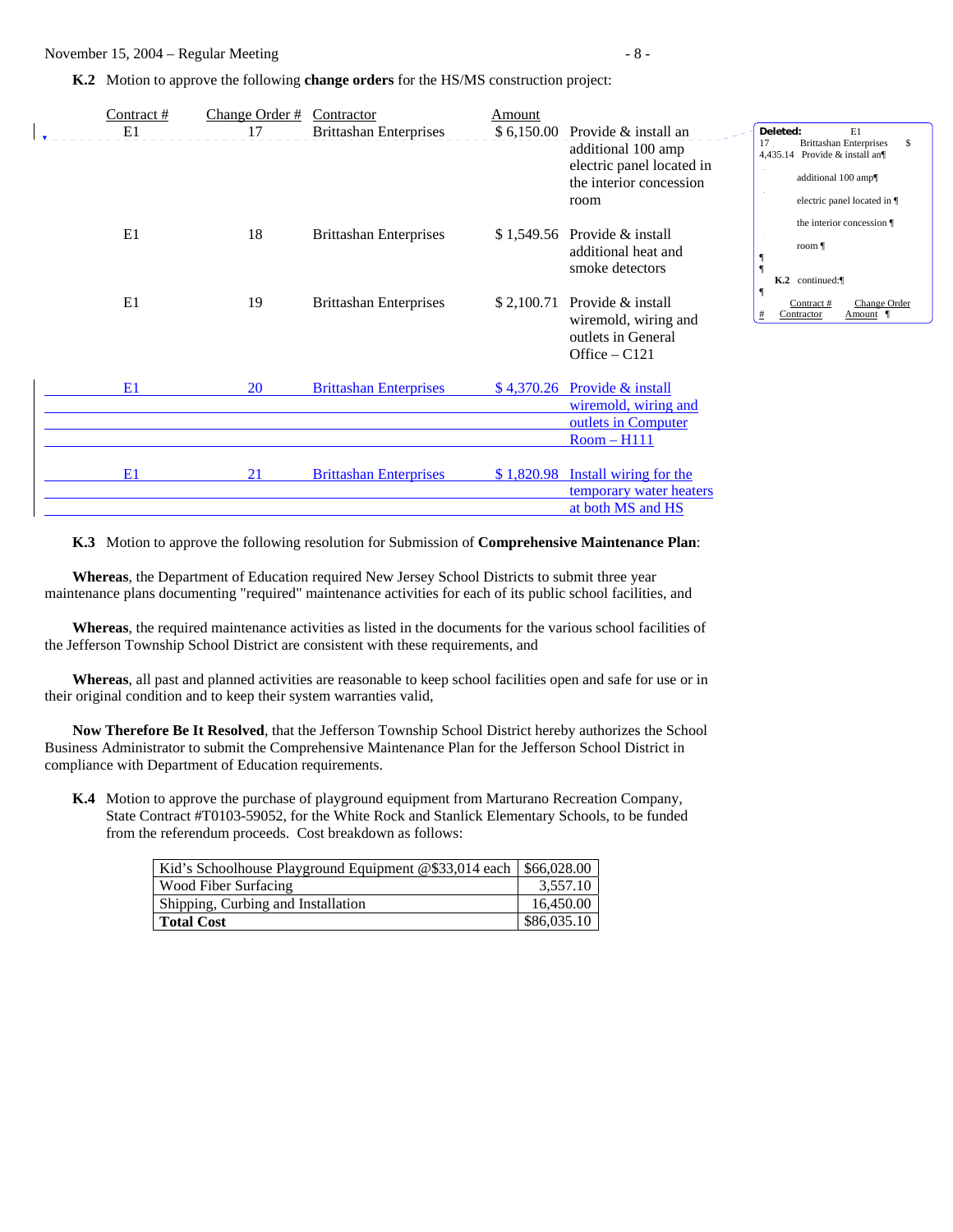**K.2** Motion to approve the following **change orders** for the HS/MS construction project:

| Contract # | Change Order # | Contractor | Amount | |
|---|---|---|---|---|
| E1 | 17 | Brittashan Enterprises | $ 6,150.00 | Provide & install an additional 100 amp electric panel located in the interior concession room |
| E1 | 18 | Brittashan Enterprises | $ 1,549.56 | Provide & install additional heat and smoke detectors |
| E1 | 19 | Brittashan Enterprises | $ 2,100.71 | Provide & install wiremold, wiring and outlets in General Office – C121 |
| E1 | 20 | Brittashan Enterprises | $ 4,370.26 | Provide & install wiremold, wiring and outlets in Computer Room – H111 |
| E1 | 21 | Brittashan Enterprises | $ 1,820.98 | Install wiring for the temporary water heaters at both MS and HS |

**K.3** Motion to approve the following resolution for Submission of **Comprehensive Maintenance Plan**:

**Whereas**, the Department of Education required New Jersey School Districts to submit three year maintenance plans documenting "required" maintenance activities for each of its public school facilities, and

**Whereas**, the required maintenance activities as listed in the documents for the various school facilities of the Jefferson Township School District are consistent with these requirements, and

**Whereas**, all past and planned activities are reasonable to keep school facilities open and safe for use or in their original condition and to keep their system warranties valid,

**Now Therefore Be It Resolved**, that the Jefferson Township School District hereby authorizes the School Business Administrator to submit the Comprehensive Maintenance Plan for the Jefferson School District in compliance with Department of Education requirements.

**K.4** Motion to approve the purchase of playground equipment from Marturano Recreation Company, State Contract #T0103-59052, for the White Rock and Stanlick Elementary Schools, to be funded from the referendum proceeds. Cost breakdown as follows:

| | |
|---|---|
| Kid's Schoolhouse Playground Equipment @$33,014 each | $66,028.00 |
| Wood Fiber Surfacing | 3,557.10 |
| Shipping, Curbing and Installation | 16,450.00 |
| **Total Cost** | $86,035.10 |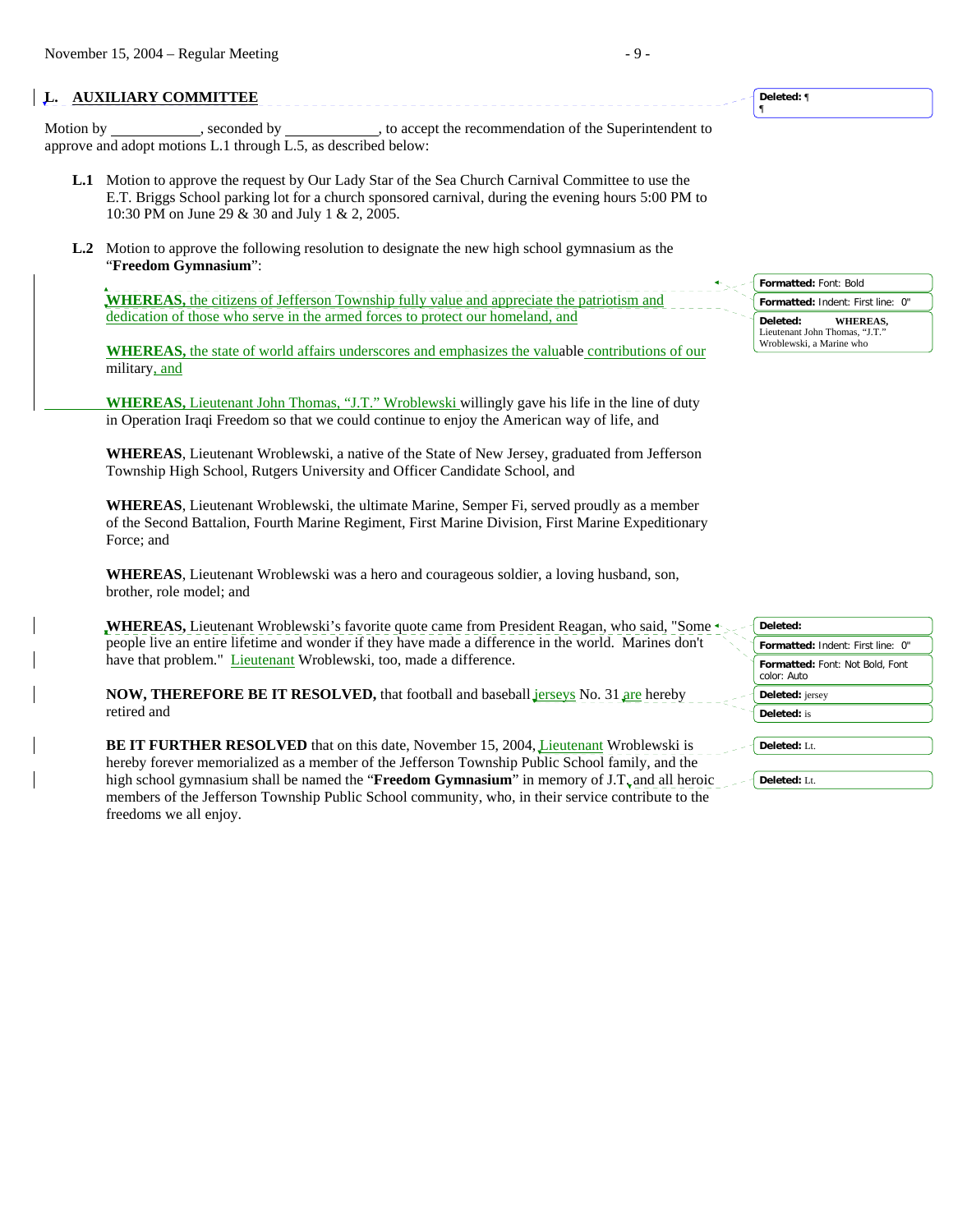## L. AUXILIARY COMMITTEE

Motion by ____________, seconded by ____________, to accept the recommendation of the Superintendent to approve and adopt motions L.1 through L.5, as described below:

**L.1** Motion to approve the request by Our Lady Star of the Sea Church Carnival Committee to use the E.T. Briggs School parking lot for a church sponsored carnival, during the evening hours 5:00 PM to 10:30 PM on June 29 & 30 and July 1 & 2, 2005.

**L.2** Motion to approve the following resolution to designate the new high school gymnasium as the "**Freedom Gymnasium**":

**WHEREAS,** the citizens of Jefferson Township fully value and appreciate the patriotism and dedication of those who serve in the armed forces to protect our homeland, and

**WHEREAS,** the state of world affairs underscores and emphasizes the valuable contributions of our military, and

**WHEREAS,** Lieutenant John Thomas, "J.T." Wroblewski willingly gave his life in the line of duty in Operation Iraqi Freedom so that we could continue to enjoy the American way of life, and

**WHEREAS**, Lieutenant Wroblewski, a native of the State of New Jersey, graduated from Jefferson Township High School, Rutgers University and Officer Candidate School, and

**WHEREAS**, Lieutenant Wroblewski, the ultimate Marine, Semper Fi, served proudly as a member of the Second Battalion, Fourth Marine Regiment, First Marine Division, First Marine Expeditionary Force; and

**WHEREAS**, Lieutenant Wroblewski was a hero and courageous soldier, a loving husband, son, brother, role model; and

**WHEREAS,** Lieutenant Wroblewski's favorite quote came from President Reagan, who said, "Some people live an entire lifetime and wonder if they have made a difference in the world. Marines don't have that problem." Lieutenant Wroblewski, too, made a difference.

**NOW, THEREFORE BE IT RESOLVED,** that football and baseball jerseys No. 31 are hereby retired and

**BE IT FURTHER RESOLVED** that on this date, November 15, 2004, Lieutenant Wroblewski is hereby forever memorialized as a member of the Jefferson Township Public School family, and the high school gymnasium shall be named the "**Freedom Gymnasium**" in memory of J.T. and all heroic members of the Jefferson Township Public School community, who, in their service contribute to the freedoms we all enjoy.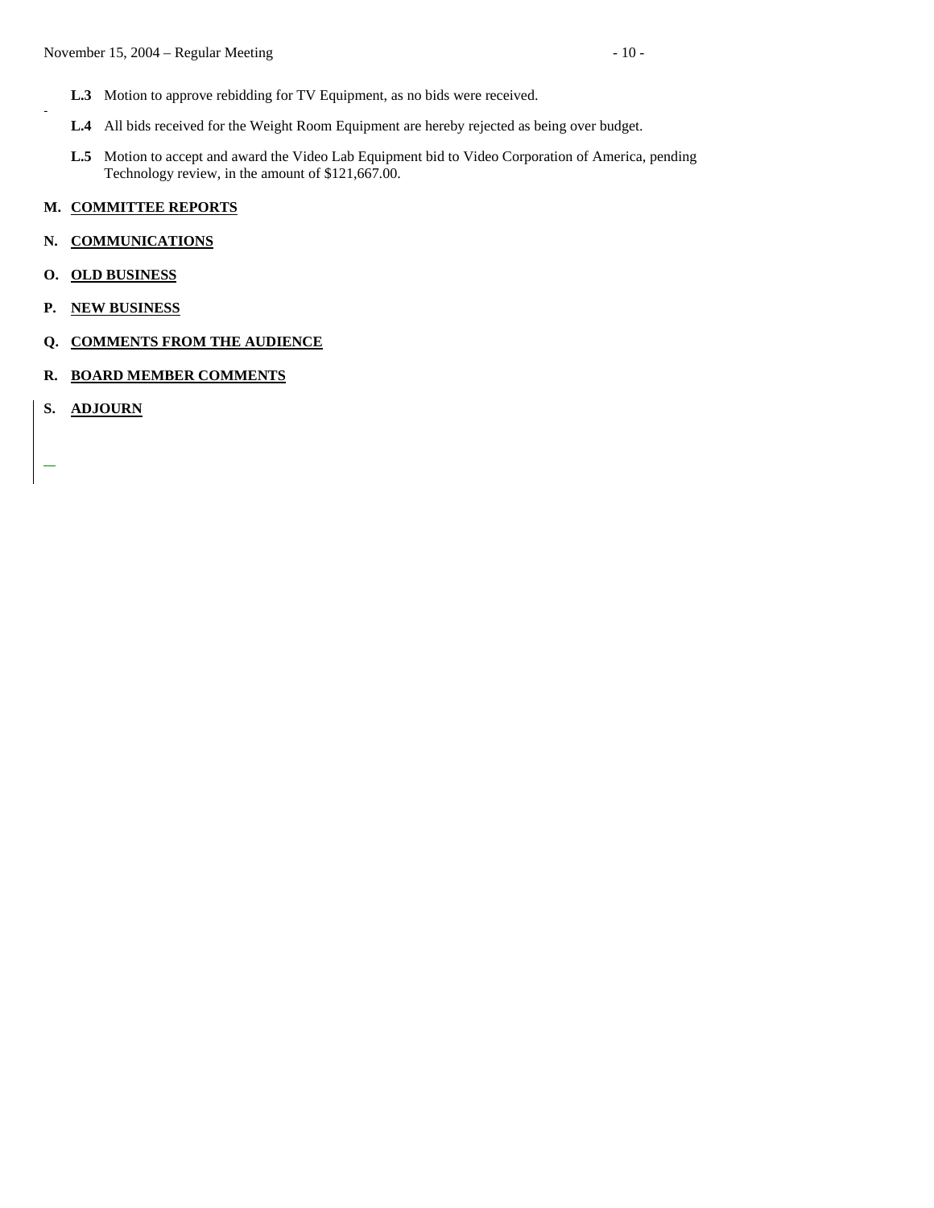**L.3** Motion to approve rebidding for TV Equipment, as no bids were received.

**L.4** All bids received for the Weight Room Equipment are hereby rejected as being over budget.

**L.5** Motion to accept and award the Video Lab Equipment bid to Video Corporation of America, pending Technology review, in the amount of $121,667.00.

## M. COMMITTEE REPORTS

## N. COMMUNICATIONS

## O. OLD BUSINESS

## P. NEW BUSINESS

## Q. COMMENTS FROM THE AUDIENCE

## R. BOARD MEMBER COMMENTS

## S. ADJOURN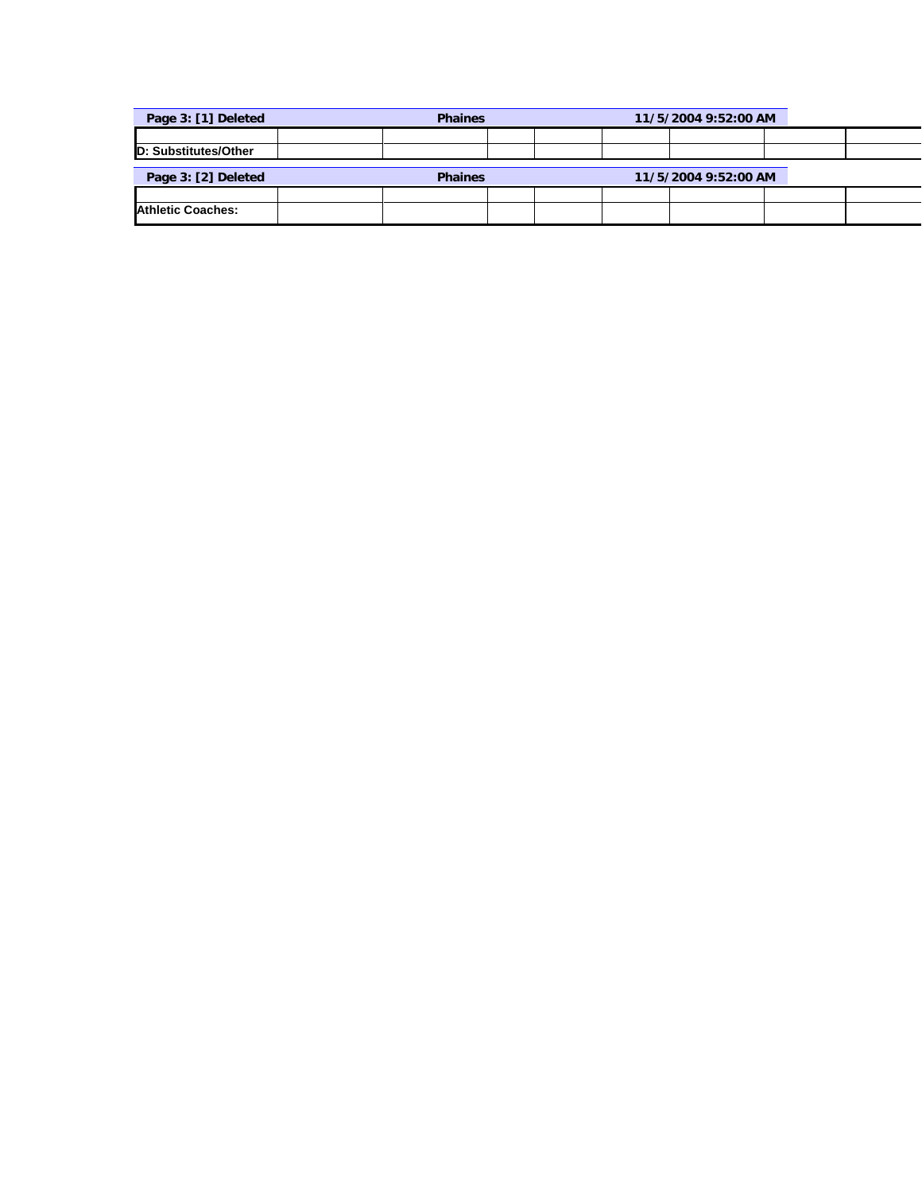**Page 3: [1] Deleted** **Phaines** **11/5/2004 9:52:00 AM**

| | | | | | | | | |
|---|---|---|---|---|---|---|---|---|
| | | | | | | | | |
| **D: Substitutes/Other** | | | | | | | | |

**Page 3: [2] Deleted** **Phaines** **11/5/2004 9:52:00 AM**

| | | | | | | | | |
|---|---|---|---|---|---|---|---|---|
| | | | | | | | | |
| **Athletic Coaches:** | | | | | | | | |